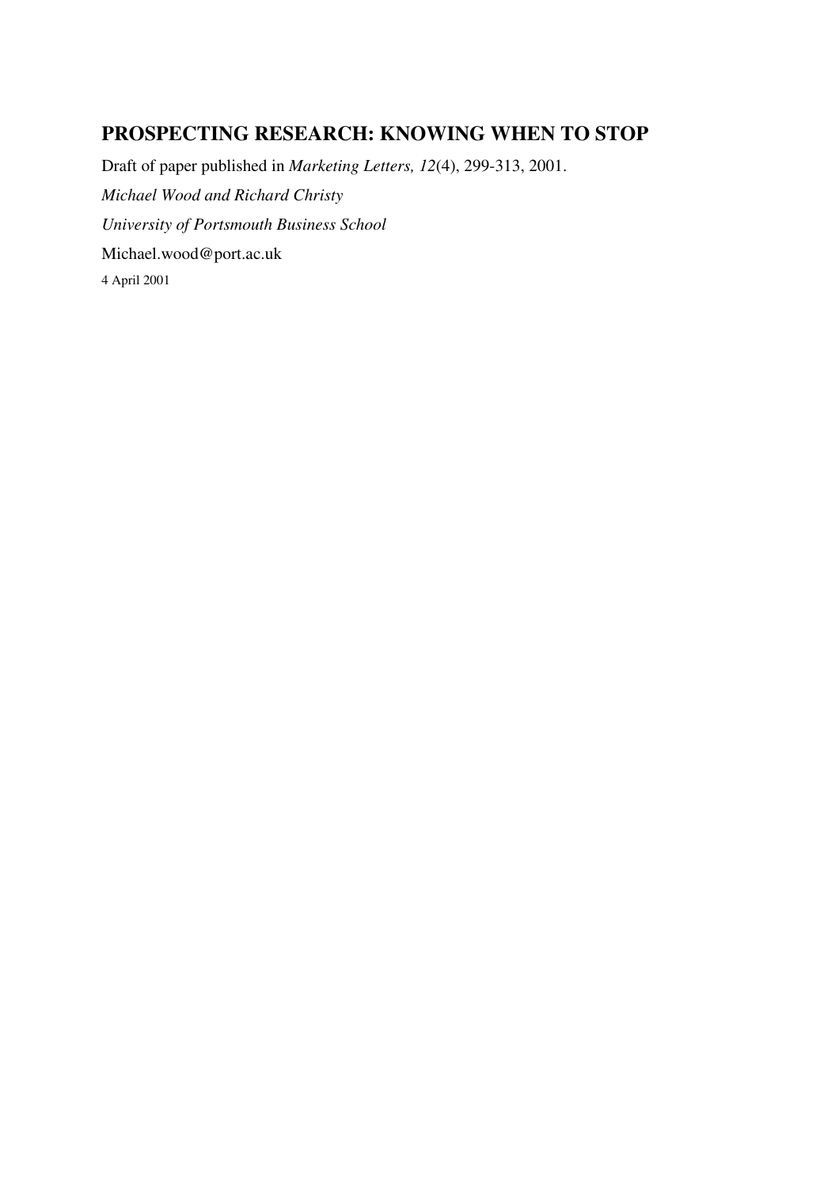# PROSPECTING RESEARCH: KNOWING WHEN TO STOP

Draft of paper published in *Marketing Letters, 12*(4), 299-313, 2001.

*Michael Wood and Richard Christy*

*University of Portsmouth Business School*

Michael.wood@port.ac.uk

4 April 2001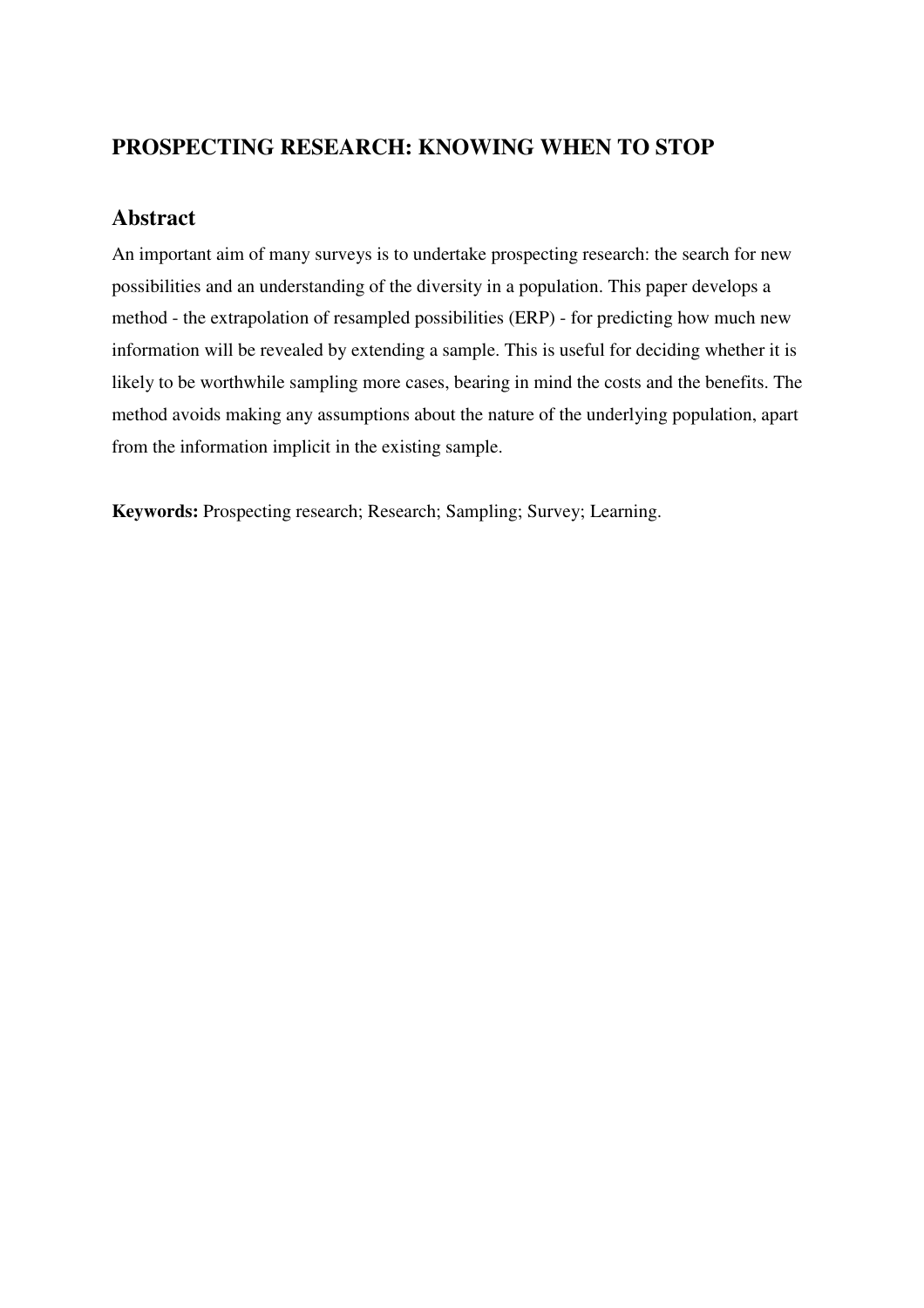## PROSPECTING RESEARCH: KNOWING WHEN TO STOP

### Abstract

An important aim of many surveys is to undertake prospecting research: the search for new possibilities and an understanding of the diversity in a population. This paper develops a method - the extrapolation of resampled possibilities (ERP) - for predicting how much new information will be revealed by extending a sample. This is useful for deciding whether it is likely to be worthwhile sampling more cases, bearing in mind the costs and the benefits. The method avoids making any assumptions about the nature of the underlying population, apart from the information implicit in the existing sample.

**Keywords:** Prospecting research; Research; Sampling; Survey; Learning.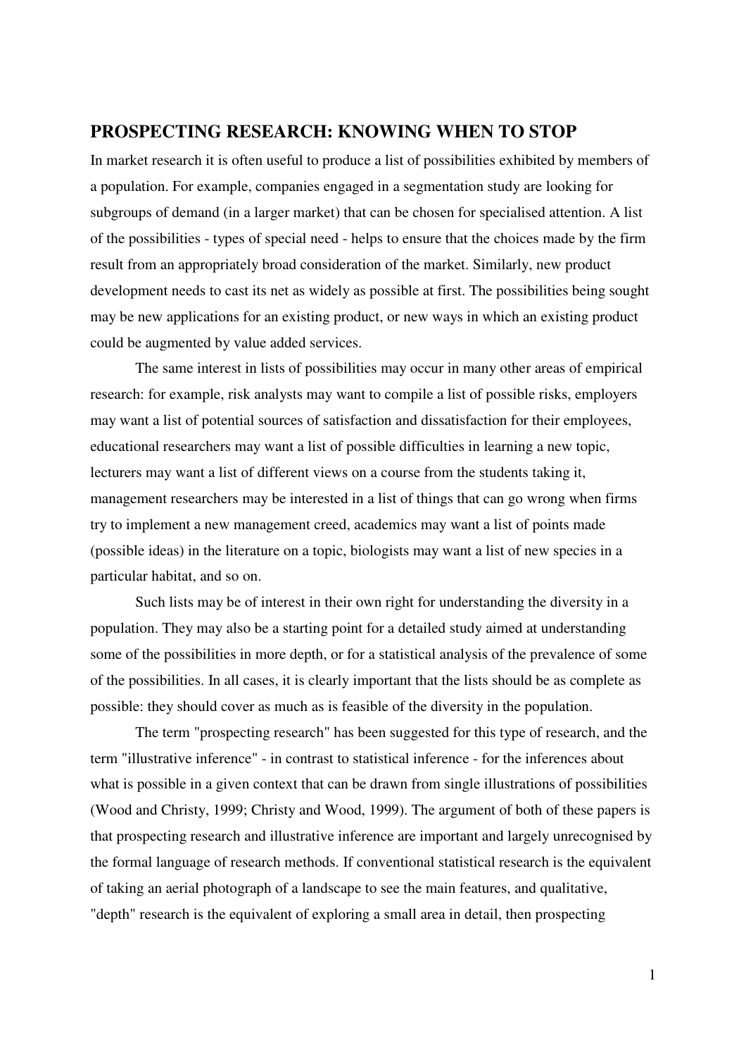## PROSPECTING RESEARCH: KNOWING WHEN TO STOP

In market research it is often useful to produce a list of possibilities exhibited by members of a population. For example, companies engaged in a segmentation study are looking for subgroups of demand (in a larger market) that can be chosen for specialised attention. A list of the possibilities - types of special need - helps to ensure that the choices made by the firm result from an appropriately broad consideration of the market. Similarly, new product development needs to cast its net as widely as possible at first. The possibilities being sought may be new applications for an existing product, or new ways in which an existing product could be augmented by value added services.

The same interest in lists of possibilities may occur in many other areas of empirical research: for example, risk analysts may want to compile a list of possible risks, employers may want a list of potential sources of satisfaction and dissatisfaction for their employees, educational researchers may want a list of possible difficulties in learning a new topic, lecturers may want a list of different views on a course from the students taking it, management researchers may be interested in a list of things that can go wrong when firms try to implement a new management creed, academics may want a list of points made (possible ideas) in the literature on a topic, biologists may want a list of new species in a particular habitat, and so on.

Such lists may be of interest in their own right for understanding the diversity in a population. They may also be a starting point for a detailed study aimed at understanding some of the possibilities in more depth, or for a statistical analysis of the prevalence of some of the possibilities. In all cases, it is clearly important that the lists should be as complete as possible: they should cover as much as is feasible of the diversity in the population.

The term "prospecting research" has been suggested for this type of research, and the term "illustrative inference" - in contrast to statistical inference - for the inferences about what is possible in a given context that can be drawn from single illustrations of possibilities (Wood and Christy, 1999; Christy and Wood, 1999). The argument of both of these papers is that prospecting research and illustrative inference are important and largely unrecognised by the formal language of research methods. If conventional statistical research is the equivalent of taking an aerial photograph of a landscape to see the main features, and qualitative, "depth" research is the equivalent of exploring a small area in detail, then prospecting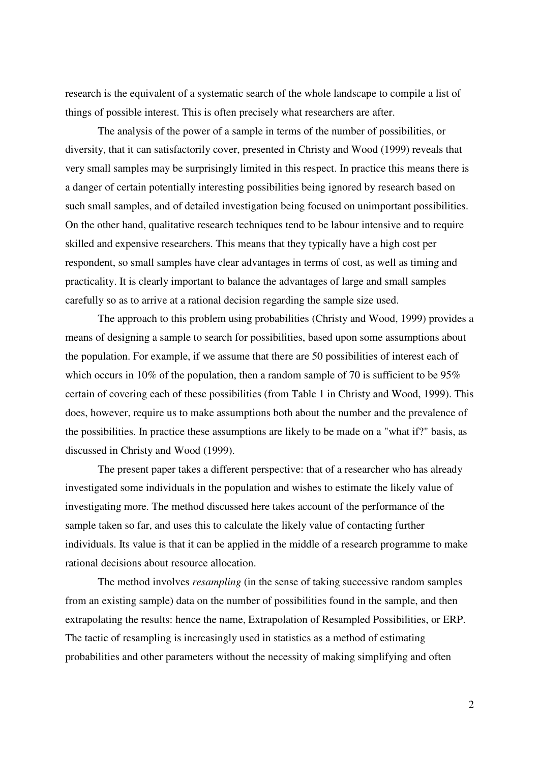research is the equivalent of a systematic search of the whole landscape to compile a list of things of possible interest. This is often precisely what researchers are after.

The analysis of the power of a sample in terms of the number of possibilities, or diversity, that it can satisfactorily cover, presented in Christy and Wood (1999) reveals that very small samples may be surprisingly limited in this respect. In practice this means there is a danger of certain potentially interesting possibilities being ignored by research based on such small samples, and of detailed investigation being focused on unimportant possibilities. On the other hand, qualitative research techniques tend to be labour intensive and to require skilled and expensive researchers. This means that they typically have a high cost per respondent, so small samples have clear advantages in terms of cost, as well as timing and practicality. It is clearly important to balance the advantages of large and small samples carefully so as to arrive at a rational decision regarding the sample size used.

The approach to this problem using probabilities (Christy and Wood, 1999) provides a means of designing a sample to search for possibilities, based upon some assumptions about the population. For example, if we assume that there are 50 possibilities of interest each of which occurs in 10% of the population, then a random sample of 70 is sufficient to be 95% certain of covering each of these possibilities (from Table 1 in Christy and Wood, 1999). This does, however, require us to make assumptions both about the number and the prevalence of the possibilities. In practice these assumptions are likely to be made on a "what if?" basis, as discussed in Christy and Wood (1999).

The present paper takes a different perspective: that of a researcher who has already investigated some individuals in the population and wishes to estimate the likely value of investigating more. The method discussed here takes account of the performance of the sample taken so far, and uses this to calculate the likely value of contacting further individuals. Its value is that it can be applied in the middle of a research programme to make rational decisions about resource allocation.

The method involves *resampling* (in the sense of taking successive random samples from an existing sample) data on the number of possibilities found in the sample, and then extrapolating the results: hence the name, Extrapolation of Resampled Possibilities, or ERP. The tactic of resampling is increasingly used in statistics as a method of estimating probabilities and other parameters without the necessity of making simplifying and often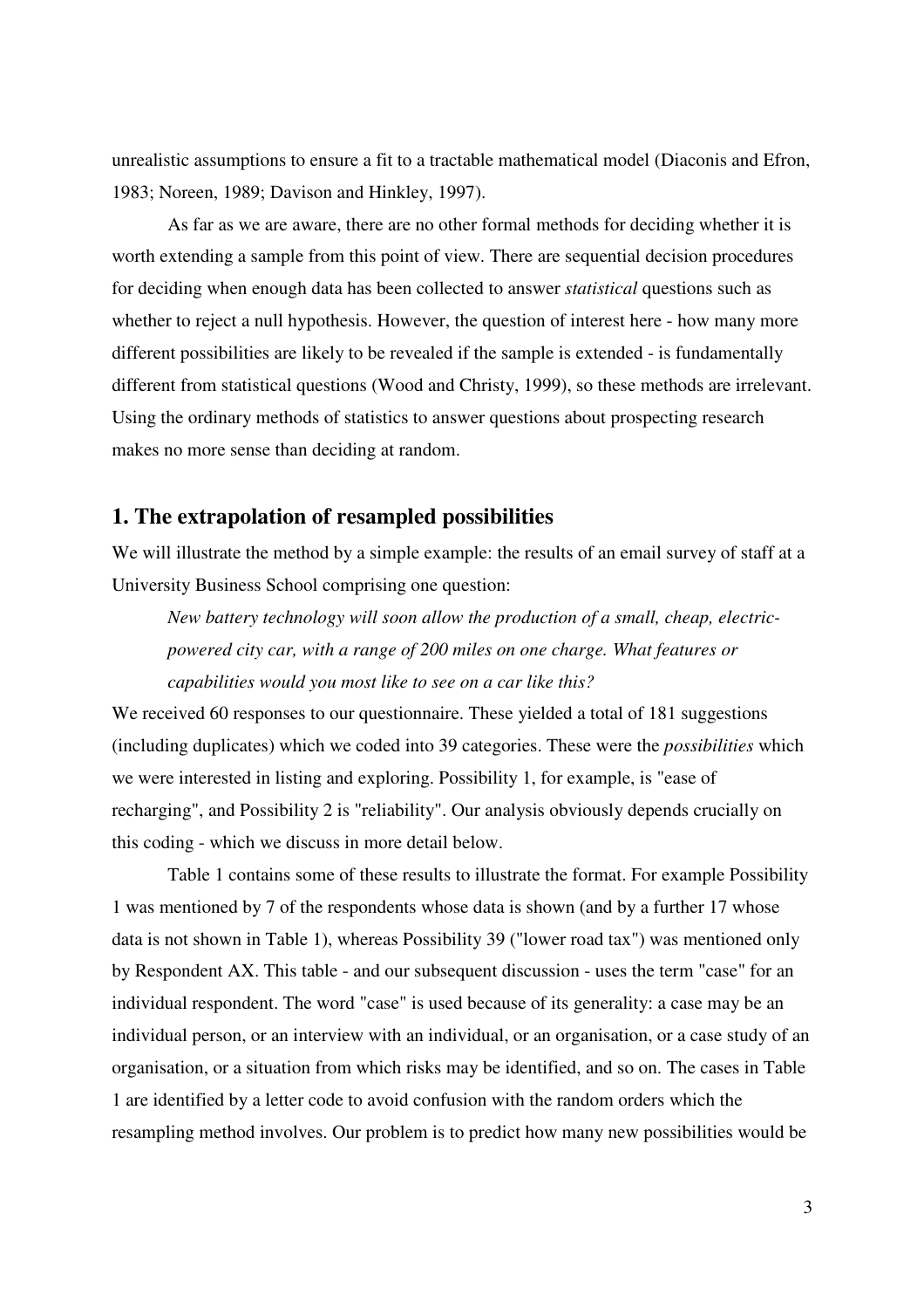unrealistic assumptions to ensure a fit to a tractable mathematical model (Diaconis and Efron, 1983; Noreen, 1989; Davison and Hinkley, 1997).

As far as we are aware, there are no other formal methods for deciding whether it is worth extending a sample from this point of view. There are sequential decision procedures for deciding when enough data has been collected to answer *statistical* questions such as whether to reject a null hypothesis. However, the question of interest here - how many more different possibilities are likely to be revealed if the sample is extended - is fundamentally different from statistical questions (Wood and Christy, 1999), so these methods are irrelevant. Using the ordinary methods of statistics to answer questions about prospecting research makes no more sense than deciding at random.

## 1. The extrapolation of resampled possibilities

We will illustrate the method by a simple example: the results of an email survey of staff at a University Business School comprising one question:

> *New battery technology will soon allow the production of a small, cheap, electric-powered city car, with a range of 200 miles on one charge. What features or capabilities would you most like to see on a car like this?*

We received 60 responses to our questionnaire. These yielded a total of 181 suggestions (including duplicates) which we coded into 39 categories. These were the *possibilities* which we were interested in listing and exploring. Possibility 1, for example, is "ease of recharging", and Possibility 2 is "reliability". Our analysis obviously depends crucially on this coding - which we discuss in more detail below.

Table 1 contains some of these results to illustrate the format. For example Possibility 1 was mentioned by 7 of the respondents whose data is shown (and by a further 17 whose data is not shown in Table 1), whereas Possibility 39 ("lower road tax") was mentioned only by Respondent AX. This table - and our subsequent discussion - uses the term "case" for an individual respondent. The word "case" is used because of its generality: a case may be an individual person, or an interview with an individual, or an organisation, or a case study of an organisation, or a situation from which risks may be identified, and so on. The cases in Table 1 are identified by a letter code to avoid confusion with the random orders which the resampling method involves. Our problem is to predict how many new possibilities would be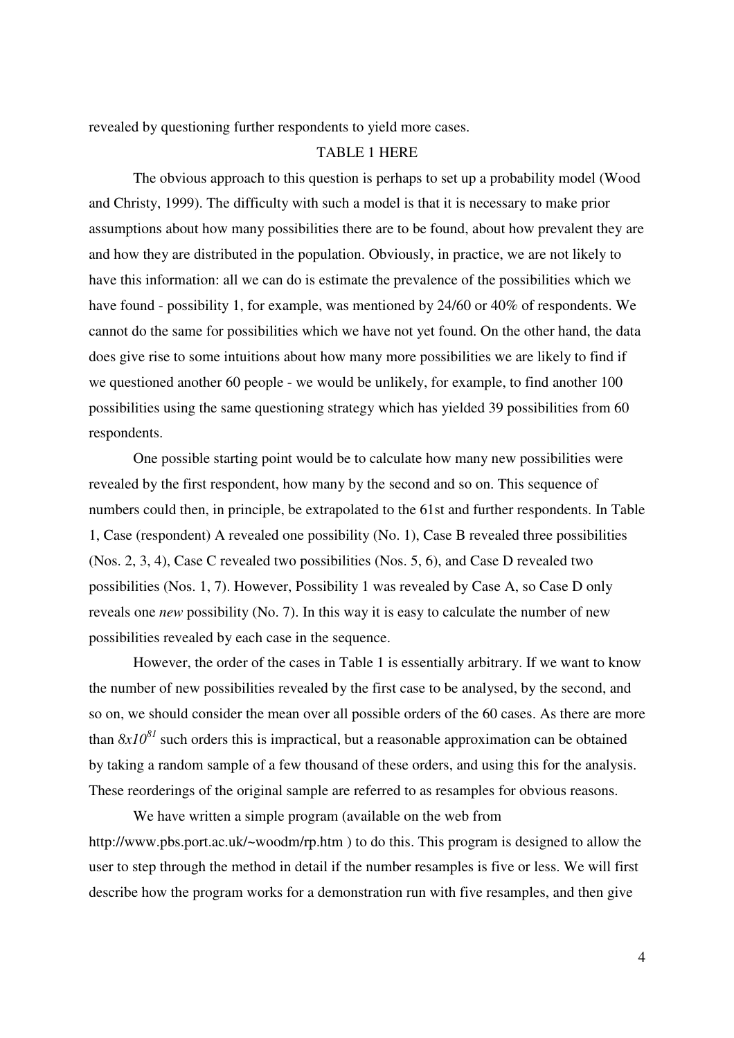revealed by questioning further respondents to yield more cases.

TABLE 1 HERE

The obvious approach to this question is perhaps to set up a probability model (Wood and Christy, 1999). The difficulty with such a model is that it is necessary to make prior assumptions about how many possibilities there are to be found, about how prevalent they are and how they are distributed in the population. Obviously, in practice, we are not likely to have this information: all we can do is estimate the prevalence of the possibilities which we have found - possibility 1, for example, was mentioned by 24/60 or 40% of respondents. We cannot do the same for possibilities which we have not yet found. On the other hand, the data does give rise to some intuitions about how many more possibilities we are likely to find if we questioned another 60 people - we would be unlikely, for example, to find another 100 possibilities using the same questioning strategy which has yielded 39 possibilities from 60 respondents.

One possible starting point would be to calculate how many new possibilities were revealed by the first respondent, how many by the second and so on. This sequence of numbers could then, in principle, be extrapolated to the 61st and further respondents. In Table 1, Case (respondent) A revealed one possibility (No. 1), Case B revealed three possibilities (Nos. 2, 3, 4), Case C revealed two possibilities (Nos. 5, 6), and Case D revealed two possibilities (Nos. 1, 7). However, Possibility 1 was revealed by Case A, so Case D only reveals one *new* possibility (No. 7). In this way it is easy to calculate the number of new possibilities revealed by each case in the sequence.

However, the order of the cases in Table 1 is essentially arbitrary. If we want to know the number of new possibilities revealed by the first case to be analysed, by the second, and so on, we should consider the mean over all possible orders of the 60 cases. As there are more than $8x10^{81}$ such orders this is impractical, but a reasonable approximation can be obtained by taking a random sample of a few thousand of these orders, and using this for the analysis. These reorderings of the original sample are referred to as resamples for obvious reasons.

We have written a simple program (available on the web from http://www.pbs.port.ac.uk/~woodm/rp.htm ) to do this. This program is designed to allow the user to step through the method in detail if the number resamples is five or less. We will first describe how the program works for a demonstration run with five resamples, and then give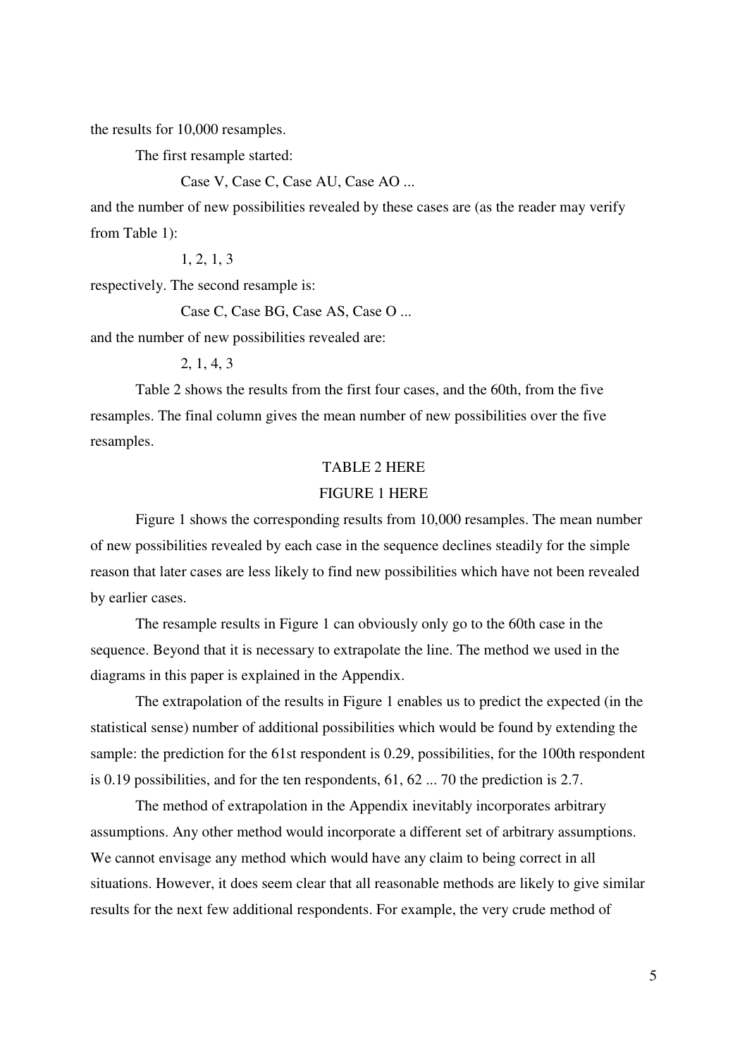the results for 10,000 resamples.

The first resample started:

Case V, Case C, Case AU, Case AO ...

and the number of new possibilities revealed by these cases are (as the reader may verify from Table 1):

1, 2, 1, 3

respectively. The second resample is:

Case C, Case BG, Case AS, Case O ...

and the number of new possibilities revealed are:

2, 1, 4, 3

Table 2 shows the results from the first four cases, and the 60th, from the five resamples. The final column gives the mean number of new possibilities over the five resamples.

TABLE 2 HERE

FIGURE 1 HERE

Figure 1 shows the corresponding results from 10,000 resamples. The mean number of new possibilities revealed by each case in the sequence declines steadily for the simple reason that later cases are less likely to find new possibilities which have not been revealed by earlier cases.

The resample results in Figure 1 can obviously only go to the 60th case in the sequence. Beyond that it is necessary to extrapolate the line. The method we used in the diagrams in this paper is explained in the Appendix.

The extrapolation of the results in Figure 1 enables us to predict the expected (in the statistical sense) number of additional possibilities which would be found by extending the sample: the prediction for the 61st respondent is 0.29, possibilities, for the 100th respondent is 0.19 possibilities, and for the ten respondents, 61, 62 ... 70 the prediction is 2.7.

The method of extrapolation in the Appendix inevitably incorporates arbitrary assumptions. Any other method would incorporate a different set of arbitrary assumptions. We cannot envisage any method which would have any claim to being correct in all situations. However, it does seem clear that all reasonable methods are likely to give similar results for the next few additional respondents. For example, the very crude method of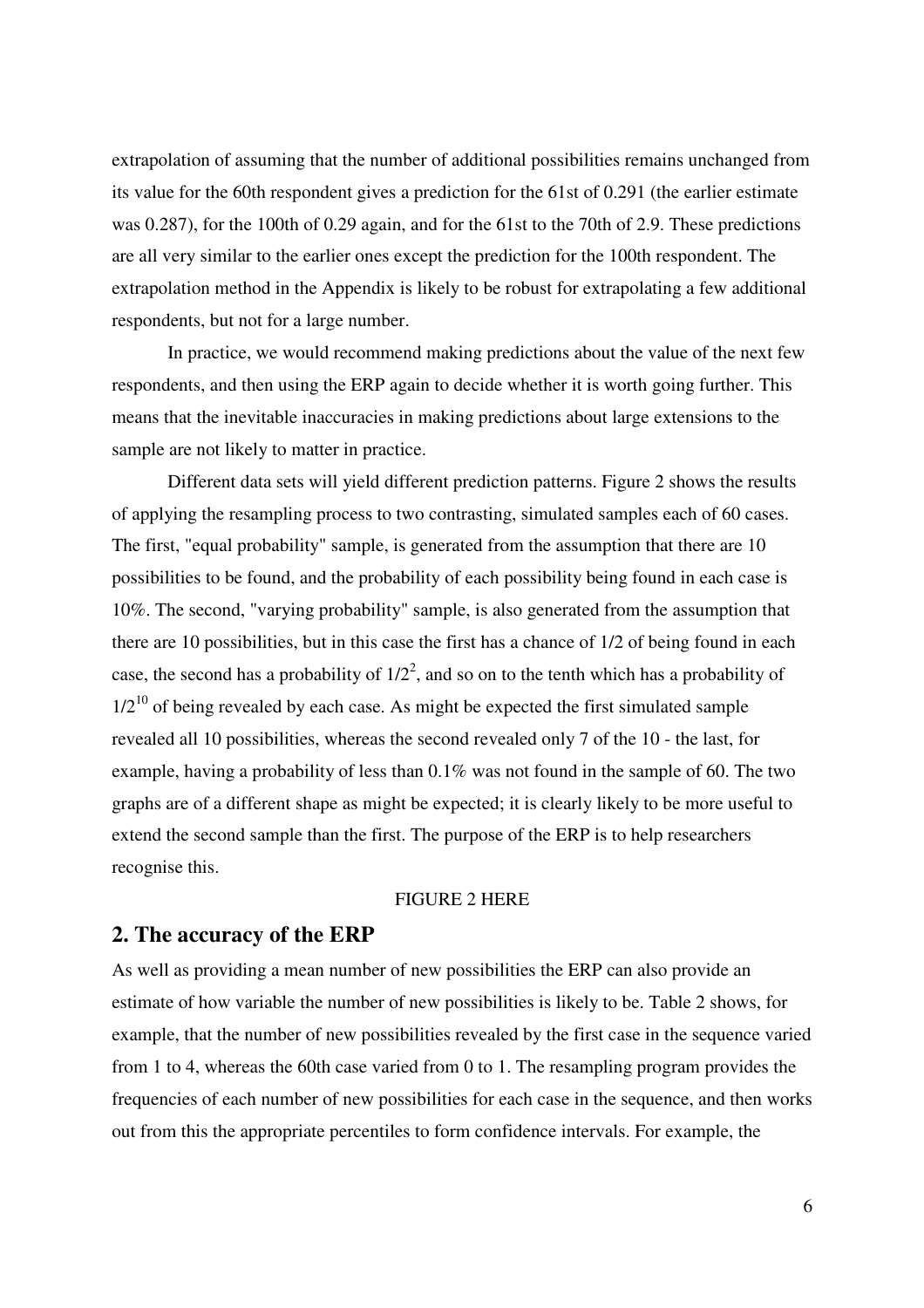extrapolation of assuming that the number of additional possibilities remains unchanged from its value for the 60th respondent gives a prediction for the 61st of 0.291 (the earlier estimate was 0.287), for the 100th of 0.29 again, and for the 61st to the 70th of 2.9. These predictions are all very similar to the earlier ones except the prediction for the 100th respondent. The extrapolation method in the Appendix is likely to be robust for extrapolating a few additional respondents, but not for a large number.

In practice, we would recommend making predictions about the value of the next few respondents, and then using the ERP again to decide whether it is worth going further. This means that the inevitable inaccuracies in making predictions about large extensions to the sample are not likely to matter in practice.

Different data sets will yield different prediction patterns. Figure 2 shows the results of applying the resampling process to two contrasting, simulated samples each of 60 cases. The first, "equal probability" sample, is generated from the assumption that there are 10 possibilities to be found, and the probability of each possibility being found in each case is 10%. The second, "varying probability" sample, is also generated from the assumption that there are 10 possibilities, but in this case the first has a chance of 1/2 of being found in each case, the second has a probability of $1/2^2$, and so on to the tenth which has a probability of $1/2^{10}$ of being revealed by each case. As might be expected the first simulated sample revealed all 10 possibilities, whereas the second revealed only 7 of the 10 - the last, for example, having a probability of less than 0.1% was not found in the sample of 60. The two graphs are of a different shape as might be expected; it is clearly likely to be more useful to extend the second sample than the first. The purpose of the ERP is to help researchers recognise this.

FIGURE 2 HERE

## 2. The accuracy of the ERP

As well as providing a mean number of new possibilities the ERP can also provide an estimate of how variable the number of new possibilities is likely to be. Table 2 shows, for example, that the number of new possibilities revealed by the first case in the sequence varied from 1 to 4, whereas the 60th case varied from 0 to 1. The resampling program provides the frequencies of each number of new possibilities for each case in the sequence, and then works out from this the appropriate percentiles to form confidence intervals. For example, the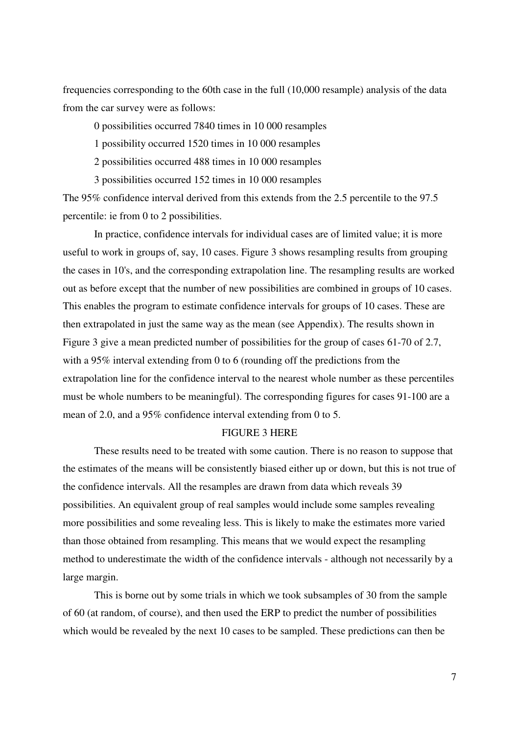frequencies corresponding to the 60th case in the full (10,000 resample) analysis of the data from the car survey were as follows:

0 possibilities occurred 7840 times in 10 000 resamples

1 possibility occurred 1520 times in 10 000 resamples

2 possibilities occurred 488 times in 10 000 resamples

3 possibilities occurred 152 times in 10 000 resamples

The 95% confidence interval derived from this extends from the 2.5 percentile to the 97.5 percentile: ie from 0 to 2 possibilities.

In practice, confidence intervals for individual cases are of limited value; it is more useful to work in groups of, say, 10 cases. Figure 3 shows resampling results from grouping the cases in 10's, and the corresponding extrapolation line. The resampling results are worked out as before except that the number of new possibilities are combined in groups of 10 cases. This enables the program to estimate confidence intervals for groups of 10 cases. These are then extrapolated in just the same way as the mean (see Appendix). The results shown in Figure 3 give a mean predicted number of possibilities for the group of cases 61-70 of 2.7, with a 95% interval extending from 0 to 6 (rounding off the predictions from the extrapolation line for the confidence interval to the nearest whole number as these percentiles must be whole numbers to be meaningful). The corresponding figures for cases 91-100 are a mean of 2.0, and a 95% confidence interval extending from 0 to 5.

FIGURE 3 HERE

These results need to be treated with some caution. There is no reason to suppose that the estimates of the means will be consistently biased either up or down, but this is not true of the confidence intervals. All the resamples are drawn from data which reveals 39 possibilities. An equivalent group of real samples would include some samples revealing more possibilities and some revealing less. This is likely to make the estimates more varied than those obtained from resampling. This means that we would expect the resampling method to underestimate the width of the confidence intervals - although not necessarily by a large margin.

This is borne out by some trials in which we took subsamples of 30 from the sample of 60 (at random, of course), and then used the ERP to predict the number of possibilities which would be revealed by the next 10 cases to be sampled. These predictions can then be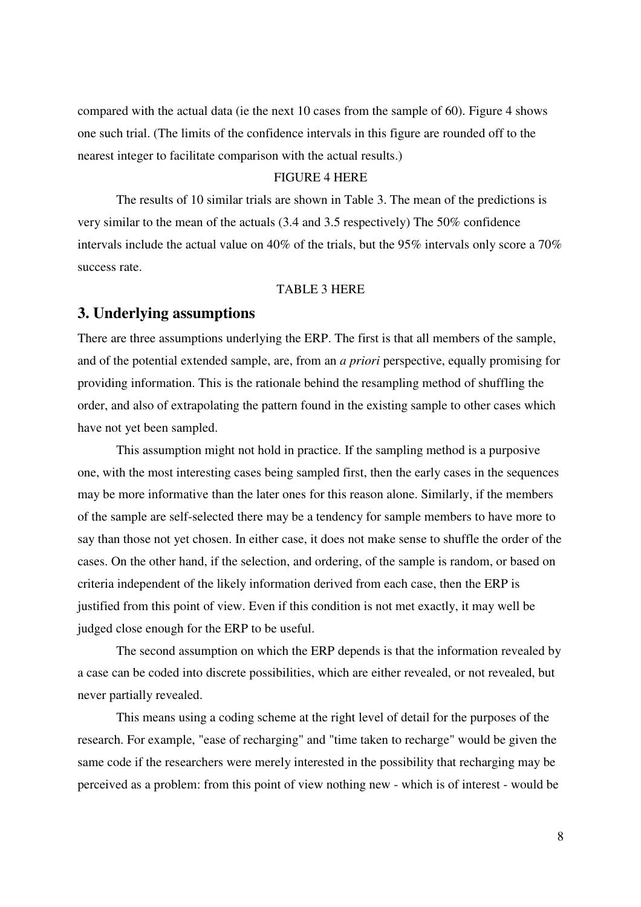compared with the actual data (ie the next 10 cases from the sample of 60). Figure 4 shows one such trial. (The limits of the confidence intervals in this figure are rounded off to the nearest integer to facilitate comparison with the actual results.)

FIGURE 4 HERE

The results of 10 similar trials are shown in Table 3. The mean of the predictions is very similar to the mean of the actuals (3.4 and 3.5 respectively) The 50% confidence intervals include the actual value on 40% of the trials, but the 95% intervals only score a 70% success rate.

TABLE 3 HERE

## 3. Underlying assumptions

There are three assumptions underlying the ERP. The first is that all members of the sample, and of the potential extended sample, are, from an *a priori* perspective, equally promising for providing information. This is the rationale behind the resampling method of shuffling the order, and also of extrapolating the pattern found in the existing sample to other cases which have not yet been sampled.

This assumption might not hold in practice. If the sampling method is a purposive one, with the most interesting cases being sampled first, then the early cases in the sequences may be more informative than the later ones for this reason alone. Similarly, if the members of the sample are self-selected there may be a tendency for sample members to have more to say than those not yet chosen. In either case, it does not make sense to shuffle the order of the cases. On the other hand, if the selection, and ordering, of the sample is random, or based on criteria independent of the likely information derived from each case, then the ERP is justified from this point of view. Even if this condition is not met exactly, it may well be judged close enough for the ERP to be useful.

The second assumption on which the ERP depends is that the information revealed by a case can be coded into discrete possibilities, which are either revealed, or not revealed, but never partially revealed.

This means using a coding scheme at the right level of detail for the purposes of the research. For example, "ease of recharging" and "time taken to recharge" would be given the same code if the researchers were merely interested in the possibility that recharging may be perceived as a problem: from this point of view nothing new - which is of interest - would be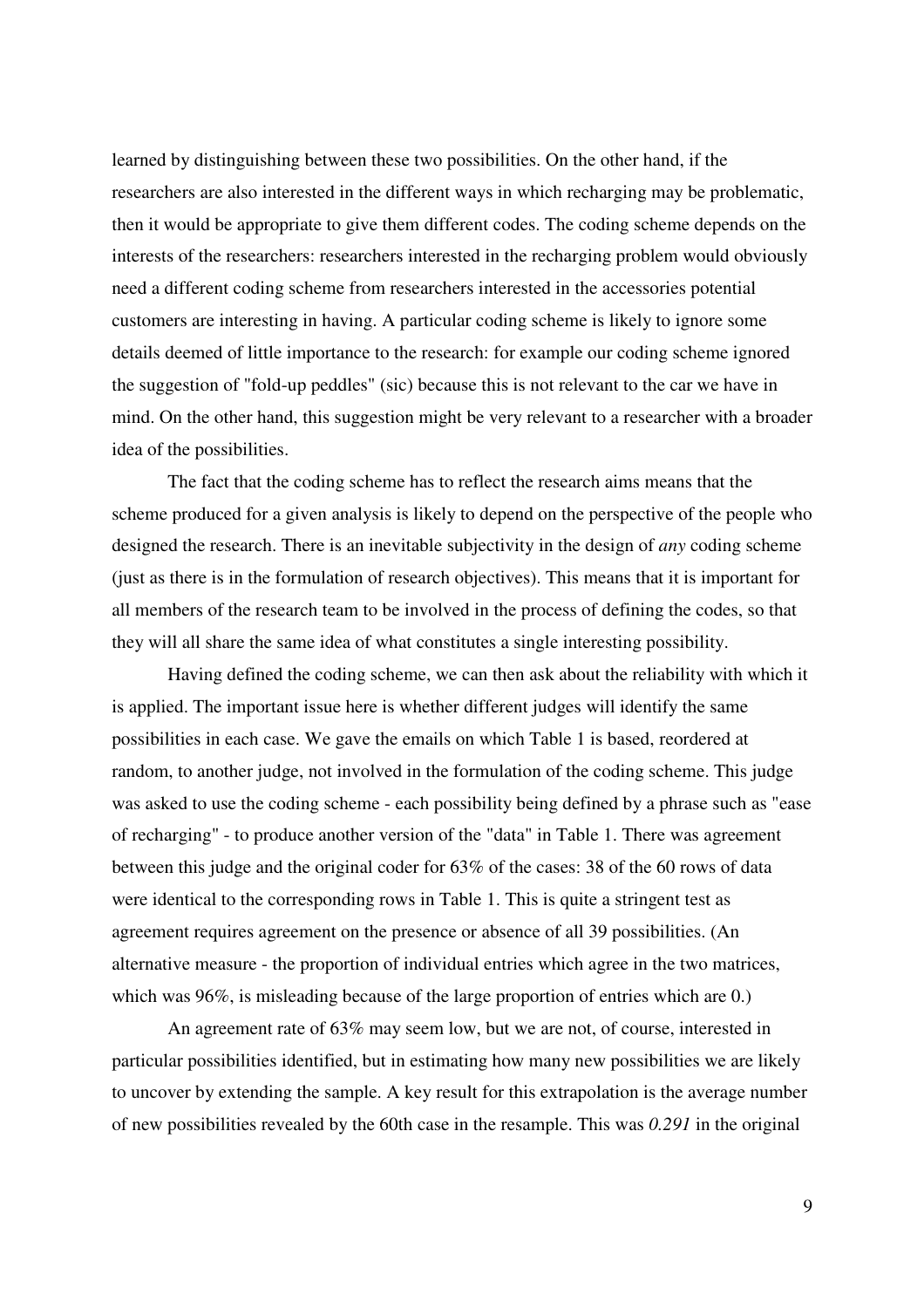learned by distinguishing between these two possibilities. On the other hand, if the researchers are also interested in the different ways in which recharging may be problematic, then it would be appropriate to give them different codes. The coding scheme depends on the interests of the researchers: researchers interested in the recharging problem would obviously need a different coding scheme from researchers interested in the accessories potential customers are interesting in having. A particular coding scheme is likely to ignore some details deemed of little importance to the research: for example our coding scheme ignored the suggestion of "fold-up peddles" (sic) because this is not relevant to the car we have in mind. On the other hand, this suggestion might be very relevant to a researcher with a broader idea of the possibilities.

The fact that the coding scheme has to reflect the research aims means that the scheme produced for a given analysis is likely to depend on the perspective of the people who designed the research. There is an inevitable subjectivity in the design of *any* coding scheme (just as there is in the formulation of research objectives). This means that it is important for all members of the research team to be involved in the process of defining the codes, so that they will all share the same idea of what constitutes a single interesting possibility.

Having defined the coding scheme, we can then ask about the reliability with which it is applied. The important issue here is whether different judges will identify the same possibilities in each case. We gave the emails on which Table 1 is based, reordered at random, to another judge, not involved in the formulation of the coding scheme. This judge was asked to use the coding scheme - each possibility being defined by a phrase such as "ease of recharging" - to produce another version of the "data" in Table 1. There was agreement between this judge and the original coder for 63% of the cases: 38 of the 60 rows of data were identical to the corresponding rows in Table 1. This is quite a stringent test as agreement requires agreement on the presence or absence of all 39 possibilities. (An alternative measure - the proportion of individual entries which agree in the two matrices, which was 96%, is misleading because of the large proportion of entries which are 0.)

An agreement rate of 63% may seem low, but we are not, of course, interested in particular possibilities identified, but in estimating how many new possibilities we are likely to uncover by extending the sample. A key result for this extrapolation is the average number of new possibilities revealed by the 60th case in the resample. This was *0.291* in the original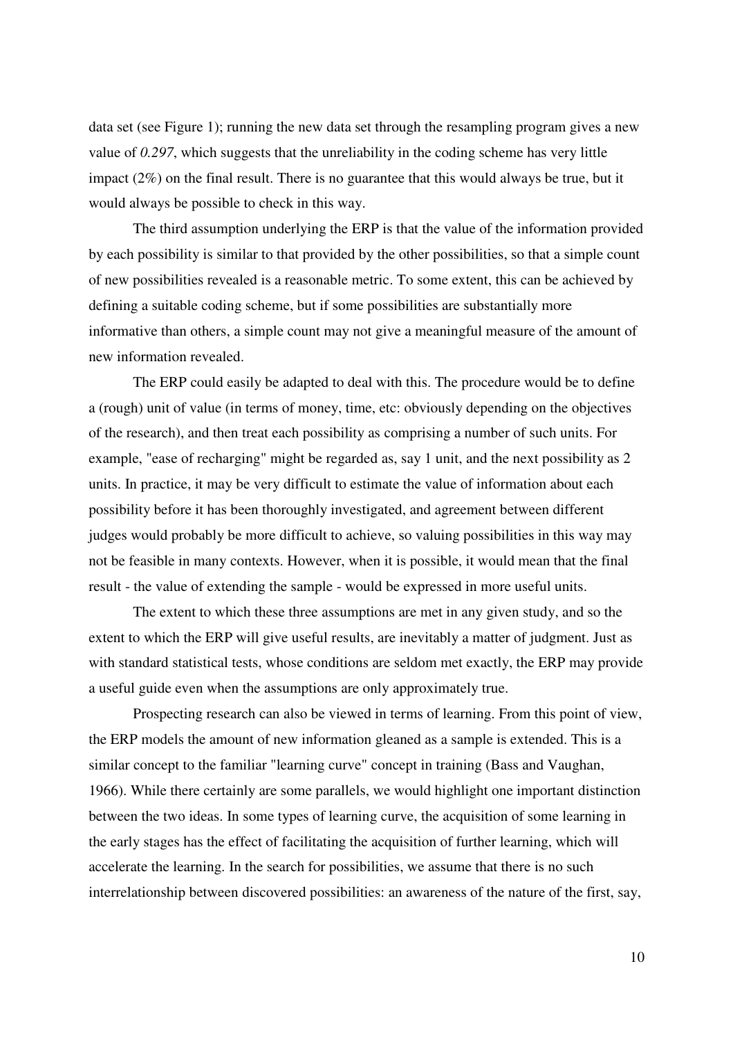data set (see Figure 1); running the new data set through the resampling program gives a new value of *0.297*, which suggests that the unreliability in the coding scheme has very little impact (2%) on the final result. There is no guarantee that this would always be true, but it would always be possible to check in this way.

The third assumption underlying the ERP is that the value of the information provided by each possibility is similar to that provided by the other possibilities, so that a simple count of new possibilities revealed is a reasonable metric. To some extent, this can be achieved by defining a suitable coding scheme, but if some possibilities are substantially more informative than others, a simple count may not give a meaningful measure of the amount of new information revealed.

The ERP could easily be adapted to deal with this. The procedure would be to define a (rough) unit of value (in terms of money, time, etc: obviously depending on the objectives of the research), and then treat each possibility as comprising a number of such units. For example, "ease of recharging" might be regarded as, say 1 unit, and the next possibility as 2 units. In practice, it may be very difficult to estimate the value of information about each possibility before it has been thoroughly investigated, and agreement between different judges would probably be more difficult to achieve, so valuing possibilities in this way may not be feasible in many contexts. However, when it is possible, it would mean that the final result - the value of extending the sample - would be expressed in more useful units.

The extent to which these three assumptions are met in any given study, and so the extent to which the ERP will give useful results, are inevitably a matter of judgment. Just as with standard statistical tests, whose conditions are seldom met exactly, the ERP may provide a useful guide even when the assumptions are only approximately true.

Prospecting research can also be viewed in terms of learning. From this point of view, the ERP models the amount of new information gleaned as a sample is extended. This is a similar concept to the familiar "learning curve" concept in training (Bass and Vaughan, 1966). While there certainly are some parallels, we would highlight one important distinction between the two ideas. In some types of learning curve, the acquisition of some learning in the early stages has the effect of facilitating the acquisition of further learning, which will accelerate the learning. In the search for possibilities, we assume that there is no such interrelationship between discovered possibilities: an awareness of the nature of the first, say,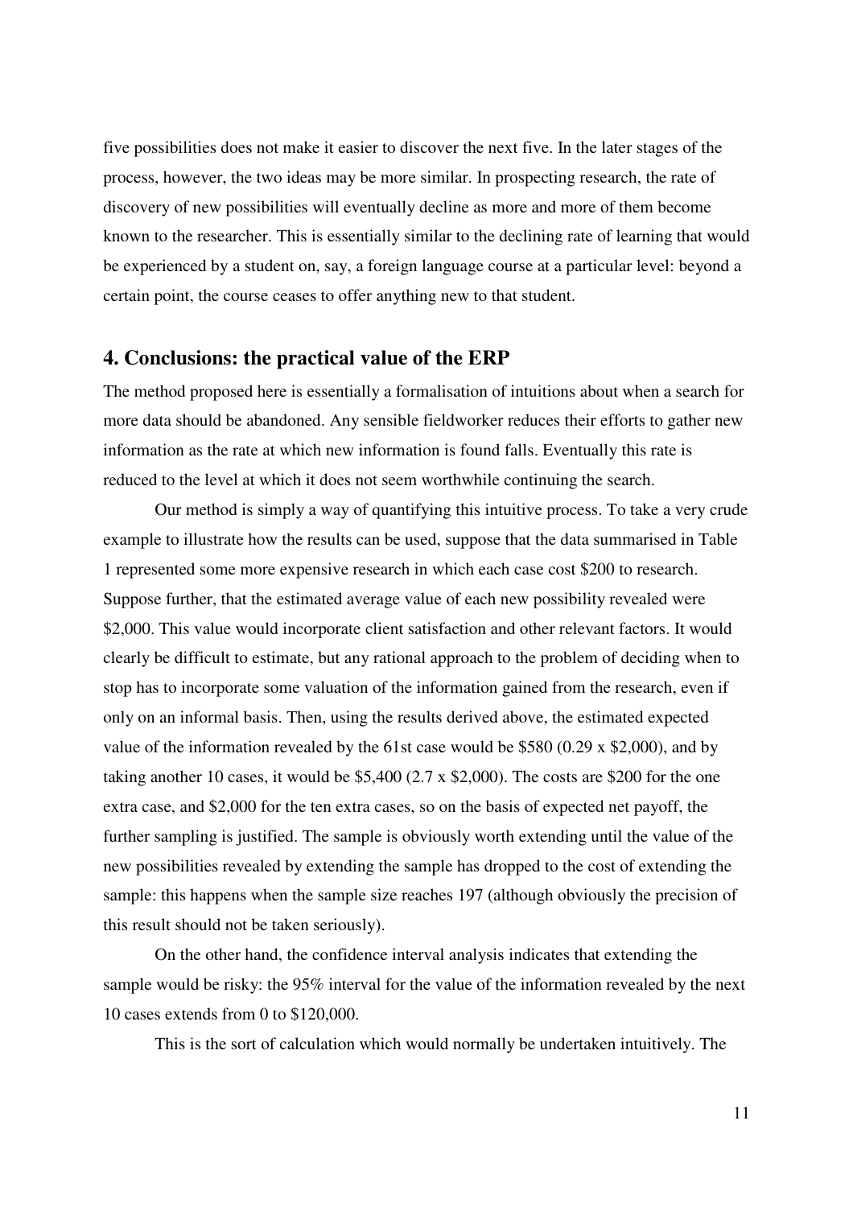five possibilities does not make it easier to discover the next five. In the later stages of the process, however, the two ideas may be more similar. In prospecting research, the rate of discovery of new possibilities will eventually decline as more and more of them become known to the researcher. This is essentially similar to the declining rate of learning that would be experienced by a student on, say, a foreign language course at a particular level: beyond a certain point, the course ceases to offer anything new to that student.

## 4. Conclusions: the practical value of the ERP

The method proposed here is essentially a formalisation of intuitions about when a search for more data should be abandoned. Any sensible fieldworker reduces their efforts to gather new information as the rate at which new information is found falls. Eventually this rate is reduced to the level at which it does not seem worthwhile continuing the search.

Our method is simply a way of quantifying this intuitive process. To take a very crude example to illustrate how the results can be used, suppose that the data summarised in Table 1 represented some more expensive research in which each case cost $200 to research. Suppose further, that the estimated average value of each new possibility revealed were $2,000. This value would incorporate client satisfaction and other relevant factors. It would clearly be difficult to estimate, but any rational approach to the problem of deciding when to stop has to incorporate some valuation of the information gained from the research, even if only on an informal basis. Then, using the results derived above, the estimated expected value of the information revealed by the 61st case would be $580 (0.29 x $2,000), and by taking another 10 cases, it would be $5,400 (2.7 x $2,000). The costs are $200 for the one extra case, and $2,000 for the ten extra cases, so on the basis of expected net payoff, the further sampling is justified. The sample is obviously worth extending until the value of the new possibilities revealed by extending the sample has dropped to the cost of extending the sample: this happens when the sample size reaches 197 (although obviously the precision of this result should not be taken seriously).

On the other hand, the confidence interval analysis indicates that extending the sample would be risky: the 95% interval for the value of the information revealed by the next 10 cases extends from 0 to $120,000.

This is the sort of calculation which would normally be undertaken intuitively. The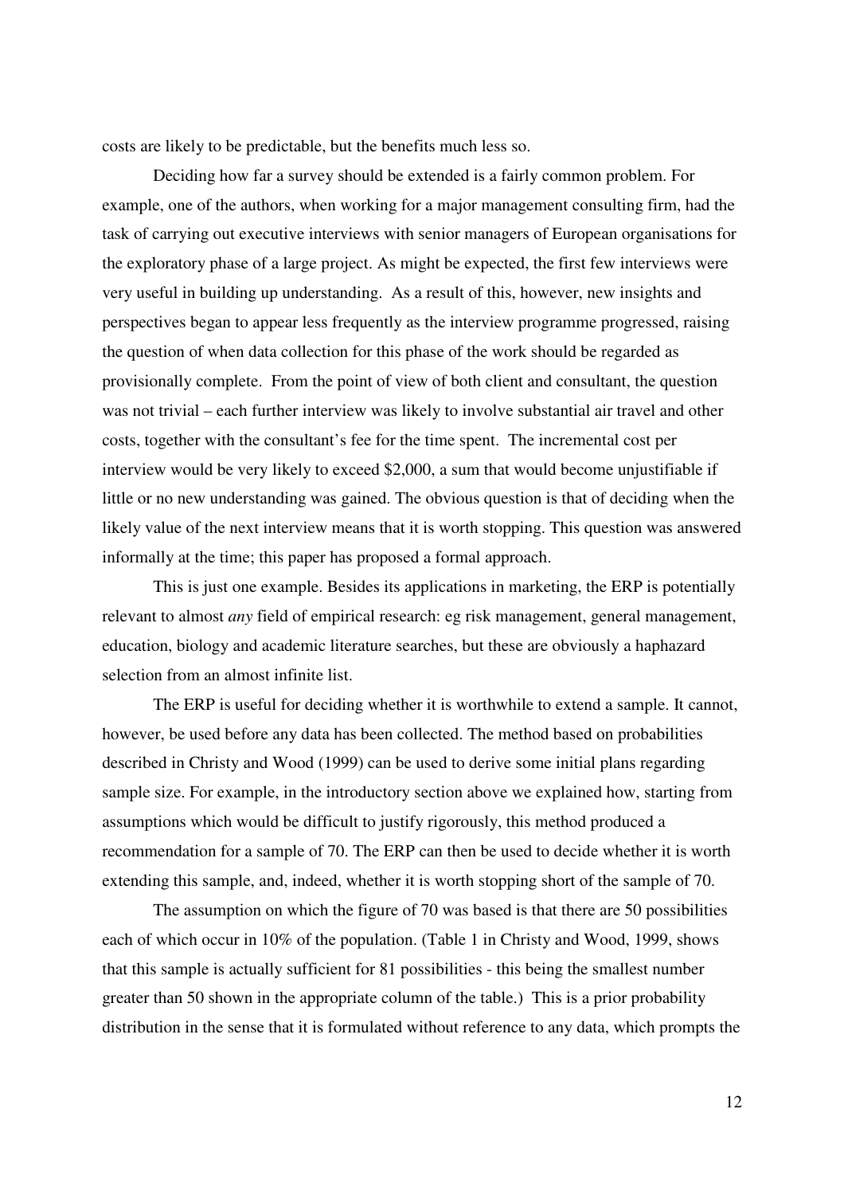costs are likely to be predictable, but the benefits much less so.

Deciding how far a survey should be extended is a fairly common problem. For example, one of the authors, when working for a major management consulting firm, had the task of carrying out executive interviews with senior managers of European organisations for the exploratory phase of a large project. As might be expected, the first few interviews were very useful in building up understanding. As a result of this, however, new insights and perspectives began to appear less frequently as the interview programme progressed, raising the question of when data collection for this phase of the work should be regarded as provisionally complete. From the point of view of both client and consultant, the question was not trivial – each further interview was likely to involve substantial air travel and other costs, together with the consultant's fee for the time spent. The incremental cost per interview would be very likely to exceed $2,000, a sum that would become unjustifiable if little or no new understanding was gained. The obvious question is that of deciding when the likely value of the next interview means that it is worth stopping. This question was answered informally at the time; this paper has proposed a formal approach.

This is just one example. Besides its applications in marketing, the ERP is potentially relevant to almost *any* field of empirical research: eg risk management, general management, education, biology and academic literature searches, but these are obviously a haphazard selection from an almost infinite list.

The ERP is useful for deciding whether it is worthwhile to extend a sample. It cannot, however, be used before any data has been collected. The method based on probabilities described in Christy and Wood (1999) can be used to derive some initial plans regarding sample size. For example, in the introductory section above we explained how, starting from assumptions which would be difficult to justify rigorously, this method produced a recommendation for a sample of 70. The ERP can then be used to decide whether it is worth extending this sample, and, indeed, whether it is worth stopping short of the sample of 70.

The assumption on which the figure of 70 was based is that there are 50 possibilities each of which occur in 10% of the population. (Table 1 in Christy and Wood, 1999, shows that this sample is actually sufficient for 81 possibilities - this being the smallest number greater than 50 shown in the appropriate column of the table.) This is a prior probability distribution in the sense that it is formulated without reference to any data, which prompts the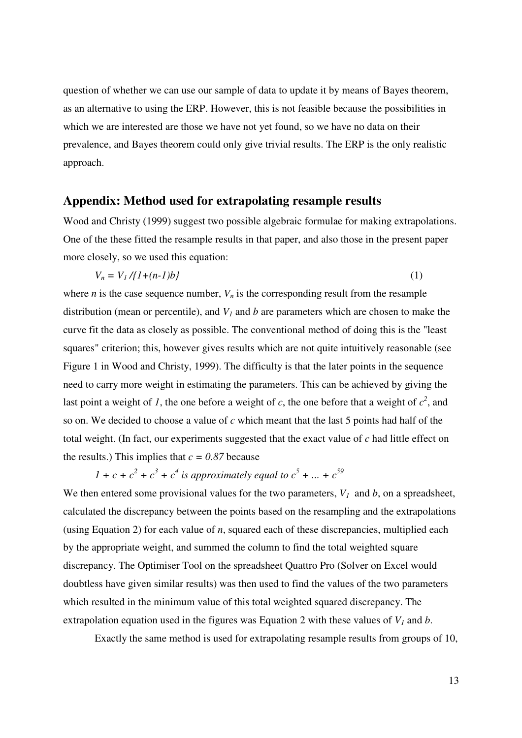question of whether we can use our sample of data to update it by means of Bayes theorem, as an alternative to using the ERP. However, this is not feasible because the possibilities in which we are interested are those we have not yet found, so we have no data on their prevalence, and Bayes theorem could only give trivial results. The ERP is the only realistic approach.

## Appendix: Method used for extrapolating resample results

Wood and Christy (1999) suggest two possible algebraic formulae for making extrapolations. One of the these fitted the resample results in that paper, and also those in the present paper more closely, so we used this equation:

$$V_n = V_1 / \{1+(n-1)b\} \qquad (1)$$

where $n$ is the case sequence number, $V_n$ is the corresponding result from the resample distribution (mean or percentile), and $V_1$ and $b$ are parameters which are chosen to make the curve fit the data as closely as possible. The conventional method of doing this is the "least squares" criterion; this, however gives results which are not quite intuitively reasonable (see Figure 1 in Wood and Christy, 1999). The difficulty is that the later points in the sequence need to carry more weight in estimating the parameters. This can be achieved by giving the last point a weight of $1$, the one before a weight of $c$, the one before that a weight of $c^2$, and so on. We decided to choose a value of $c$ which meant that the last 5 points had half of the total weight. (In fact, our experiments suggested that the exact value of $c$ had little effect on the results.) This implies that $c = 0.87$ because

$1 + c + c^2 + c^3 + c^4$ *is approximately equal to* $c^5 + ... + c^{59}$

We then entered some provisional values for the two parameters, $V_1$ and $b$, on a spreadsheet, calculated the discrepancy between the points based on the resampling and the extrapolations (using Equation 2) for each value of $n$, squared each of these discrepancies, multiplied each by the appropriate weight, and summed the column to find the total weighted square discrepancy. The Optimiser Tool on the spreadsheet Quattro Pro (Solver on Excel would doubtless have given similar results) was then used to find the values of the two parameters which resulted in the minimum value of this total weighted squared discrepancy. The extrapolation equation used in the figures was Equation 2 with these values of $V_1$ and $b$.

Exactly the same method is used for extrapolating resample results from groups of 10,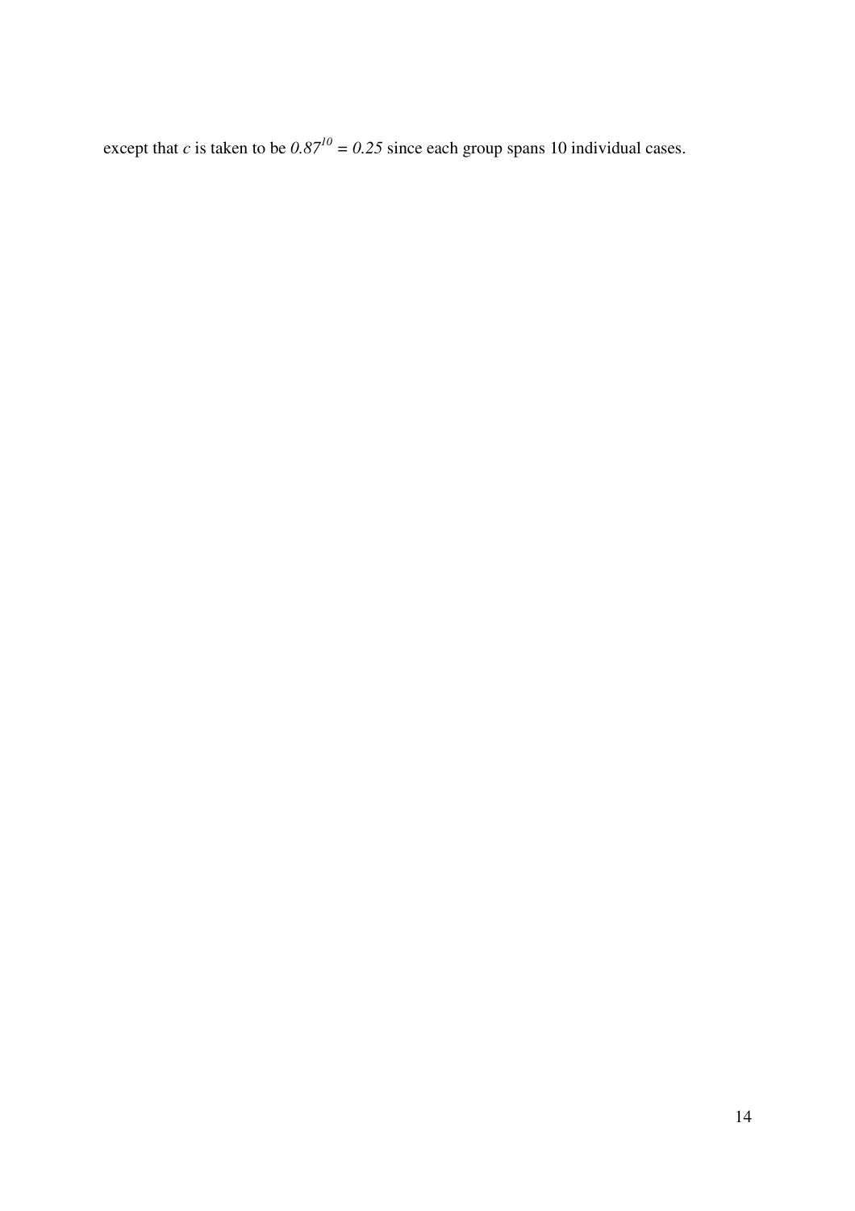except that $c$ is taken to be $0.87^{10} = 0.25$ since each group spans 10 individual cases.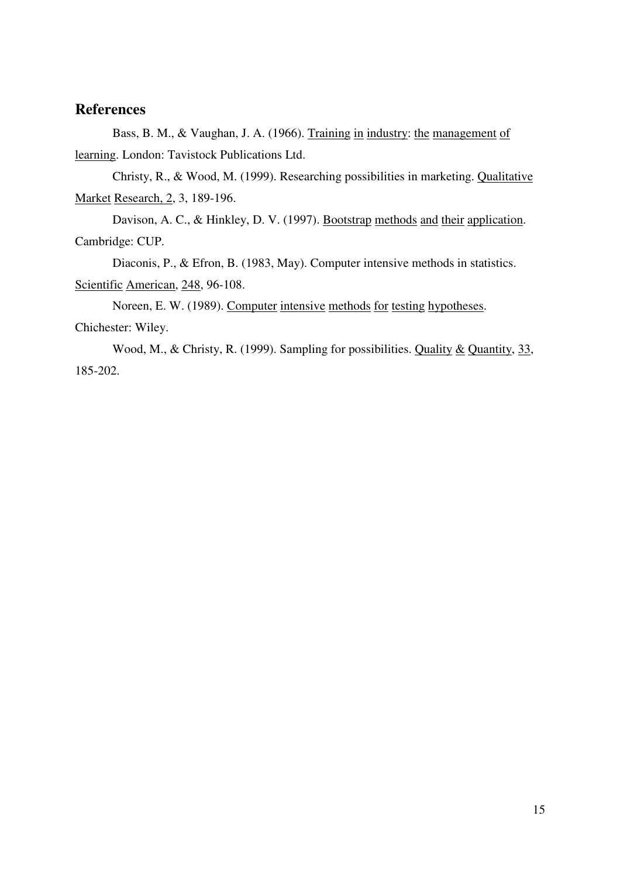## References

Bass, B. M., & Vaughan, J. A. (1966). Training in industry: the management of learning. London: Tavistock Publications Ltd.

Christy, R., & Wood, M. (1999). Researching possibilities in marketing. Qualitative Market Research, 2, 3, 189-196.

Davison, A. C., & Hinkley, D. V. (1997). Bootstrap methods and their application. Cambridge: CUP.

Diaconis, P., & Efron, B. (1983, May). Computer intensive methods in statistics. Scientific American, 248, 96-108.

Noreen, E. W. (1989). Computer intensive methods for testing hypotheses. Chichester: Wiley.

Wood, M., & Christy, R. (1999). Sampling for possibilities. Quality & Quantity, 33, 185-202.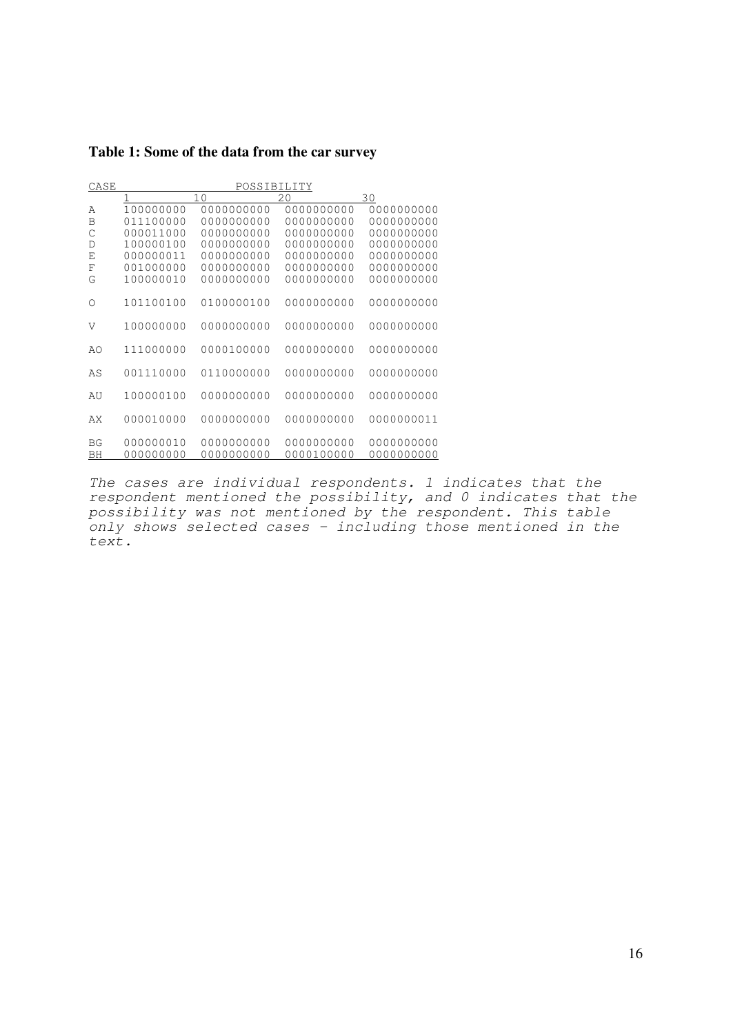**Table 1: Some of the data from the car survey**

| CASE | POSSIBILITY | | | |
|---|---|---|---|---|
| | 1 | 10 | 20 | 30 |
| A | 100000000 | 0000000000 | 0000000000 | 0000000000 |
| B | 011100000 | 0000000000 | 0000000000 | 0000000000 |
| C | 000011000 | 0000000000 | 0000000000 | 0000000000 |
| D | 100000100 | 0000000000 | 0000000000 | 0000000000 |
| E | 000000011 | 0000000000 | 0000000000 | 0000000000 |
| F | 001000000 | 0000000000 | 0000000000 | 0000000000 |
| G | 100000010 | 0000000000 | 0000000000 | 0000000000 |
| O | 101100100 | 0100000100 | 0000000000 | 0000000000 |
| V | 100000000 | 0000000000 | 0000000000 | 0000000000 |
| AO | 111000000 | 0000100000 | 0000000000 | 0000000000 |
| AS | 001110000 | 0110000000 | 0000000000 | 0000000000 |
| AU | 100000100 | 0000000000 | 0000000000 | 0000000000 |
| AX | 000010000 | 0000000000 | 0000000000 | 0000000011 |
| BG | 000000010 | 0000000000 | 0000000000 | 0000000000 |
| BH | 000000000 | 0000000000 | 0000100000 | 0000000000 |

*The cases are individual respondents. 1 indicates that the respondent mentioned the possibility, and 0 indicates that the possibility was not mentioned by the respondent. This table only shows selected cases - including those mentioned in the text.*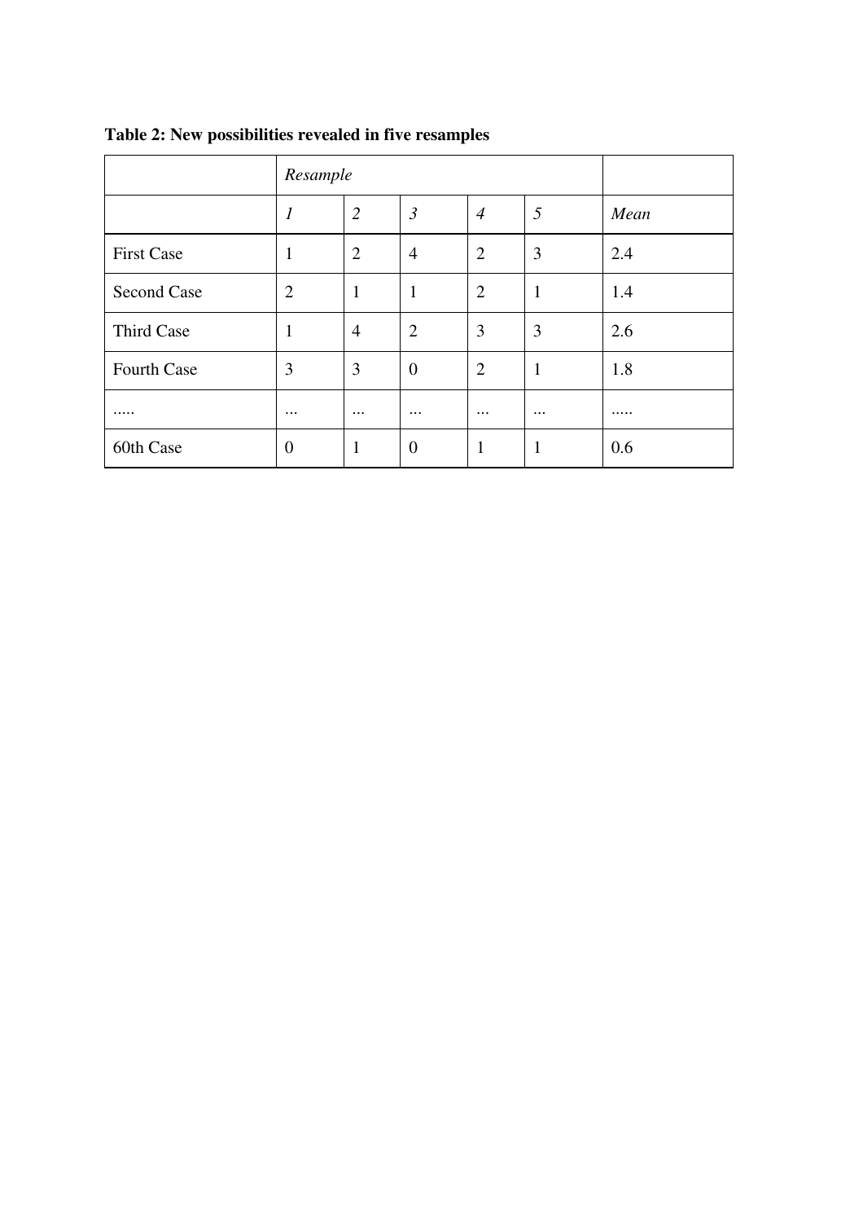**Table 2: New possibilities revealed in five resamples**

| | *Resample* | | | | | |
|---|---|---|---|---|---|---|
| | *1* | *2* | *3* | *4* | *5* | *Mean* |
| First Case | 1 | 2 | 4 | 2 | 3 | 2.4 |
| Second Case | 2 | 1 | 1 | 2 | 1 | 1.4 |
| Third Case | 1 | 4 | 2 | 3 | 3 | 2.6 |
| Fourth Case | 3 | 3 | 0 | 2 | 1 | 1.8 |
| ..... | ... | ... | ... | ... | ... | ..... |
| 60th Case | 0 | 1 | 0 | 1 | 1 | 0.6 |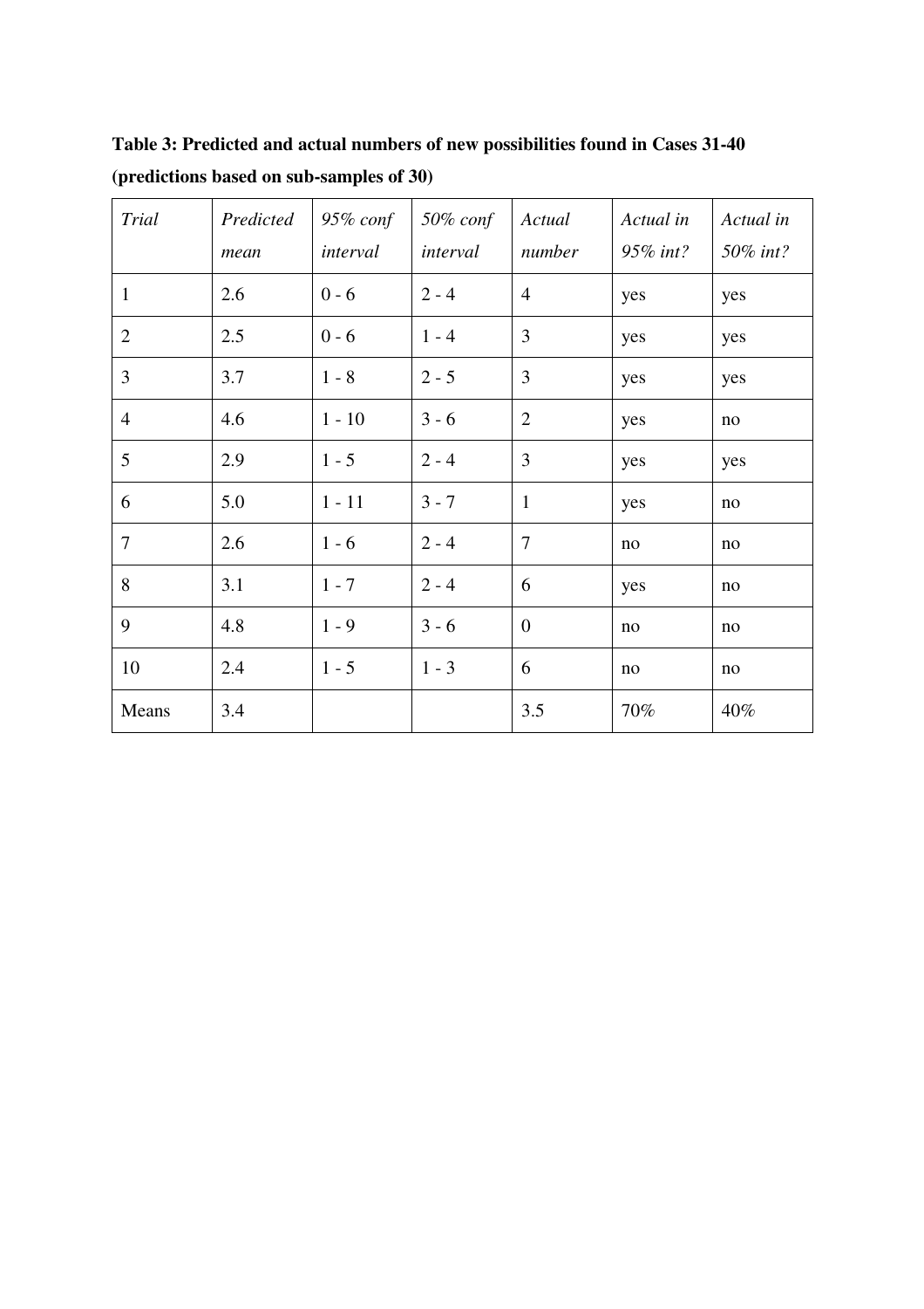**Table 3: Predicted and actual numbers of new possibilities found in Cases 31-40 (predictions based on sub-samples of 30)**

| *Trial* | *Predicted mean* | *95% conf interval* | *50% conf interval* | *Actual number* | *Actual in 95% int?* | *Actual in 50% int?* |
|---|---|---|---|---|---|---|
| 1 | 2.6 | 0 - 6 | 2 - 4 | 4 | yes | yes |
| 2 | 2.5 | 0 - 6 | 1 - 4 | 3 | yes | yes |
| 3 | 3.7 | 1 - 8 | 2 - 5 | 3 | yes | yes |
| 4 | 4.6 | 1 - 10 | 3 - 6 | 2 | yes | no |
| 5 | 2.9 | 1 - 5 | 2 - 4 | 3 | yes | yes |
| 6 | 5.0 | 1 - 11 | 3 - 7 | 1 | yes | no |
| 7 | 2.6 | 1 - 6 | 2 - 4 | 7 | no | no |
| 8 | 3.1 | 1 - 7 | 2 - 4 | 6 | yes | no |
| 9 | 4.8 | 1 - 9 | 3 - 6 | 0 | no | no |
| 10 | 2.4 | 1 - 5 | 1 - 3 | 6 | no | no |
| Means | 3.4 | | | 3.5 | 70% | 40% |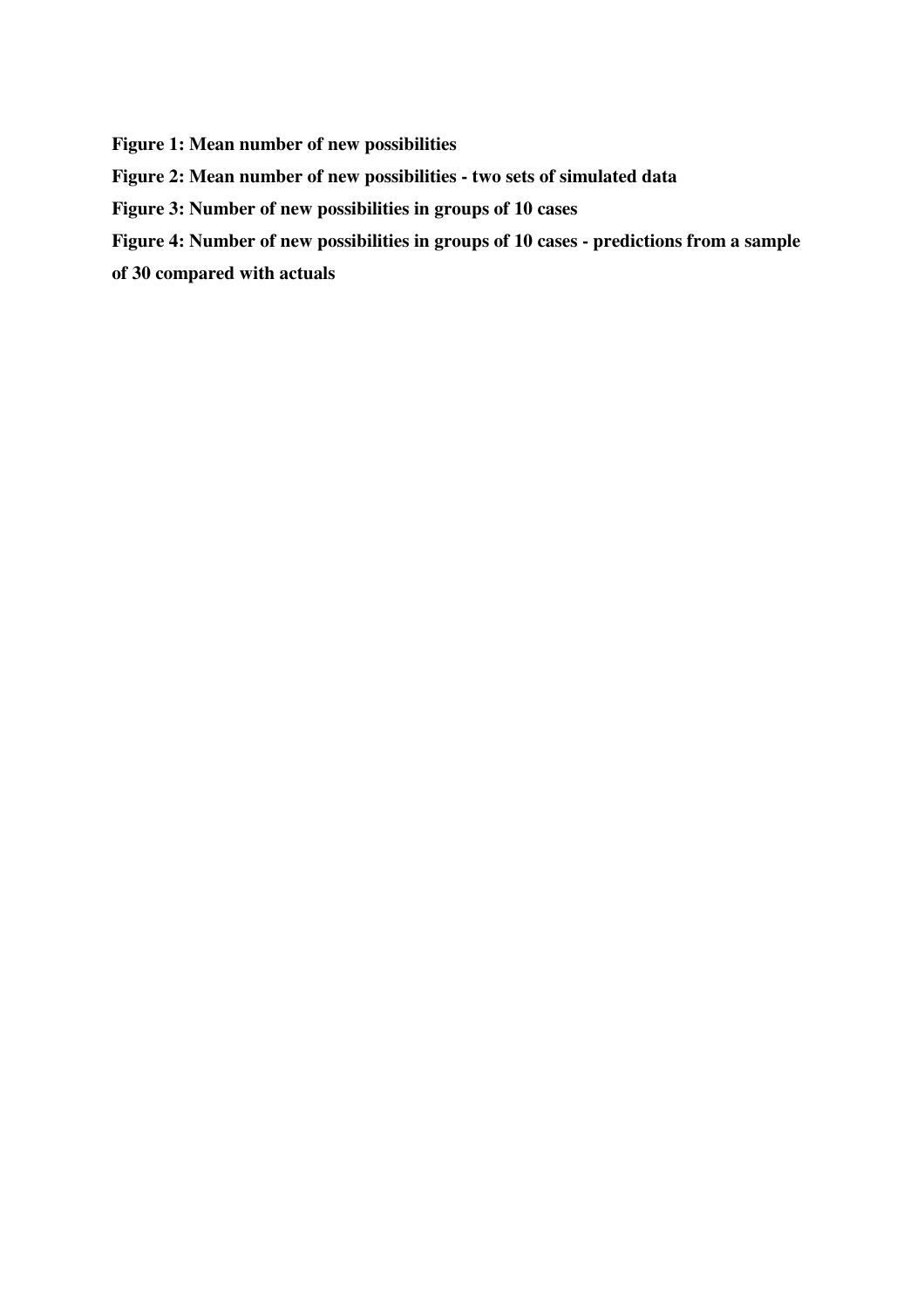**Figure 1: Mean number of new possibilities**

**Figure 2: Mean number of new possibilities - two sets of simulated data**

**Figure 3: Number of new possibilities in groups of 10 cases**

**Figure 4: Number of new possibilities in groups of 10 cases - predictions from a sample of 30 compared with actuals**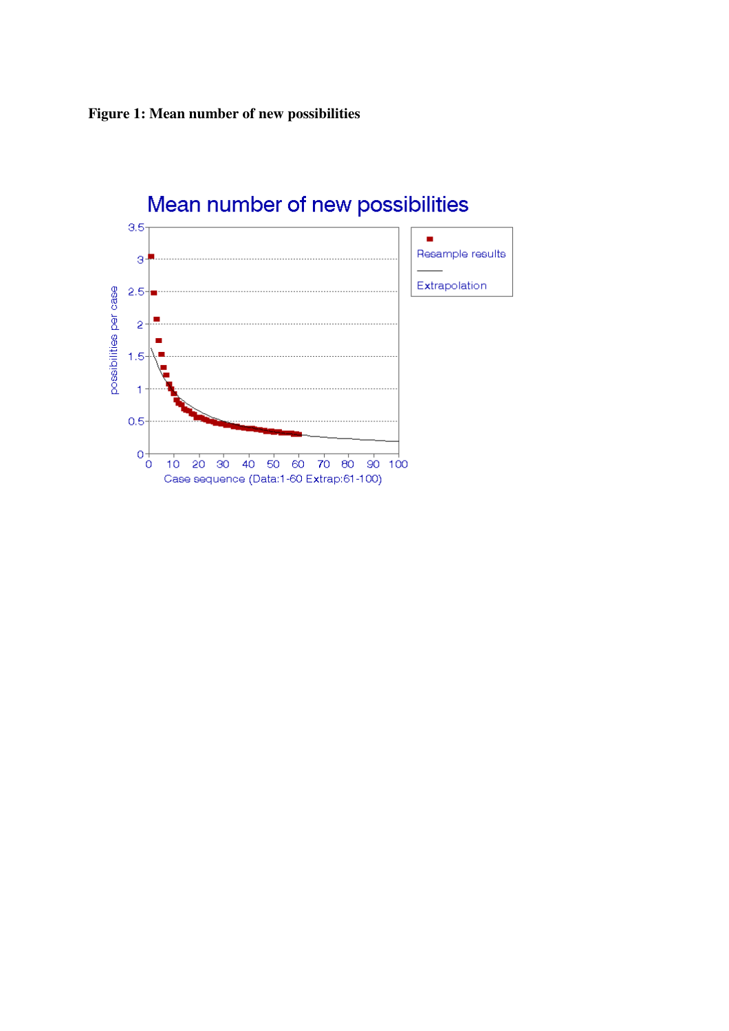**Figure 1: Mean number of new possibilities**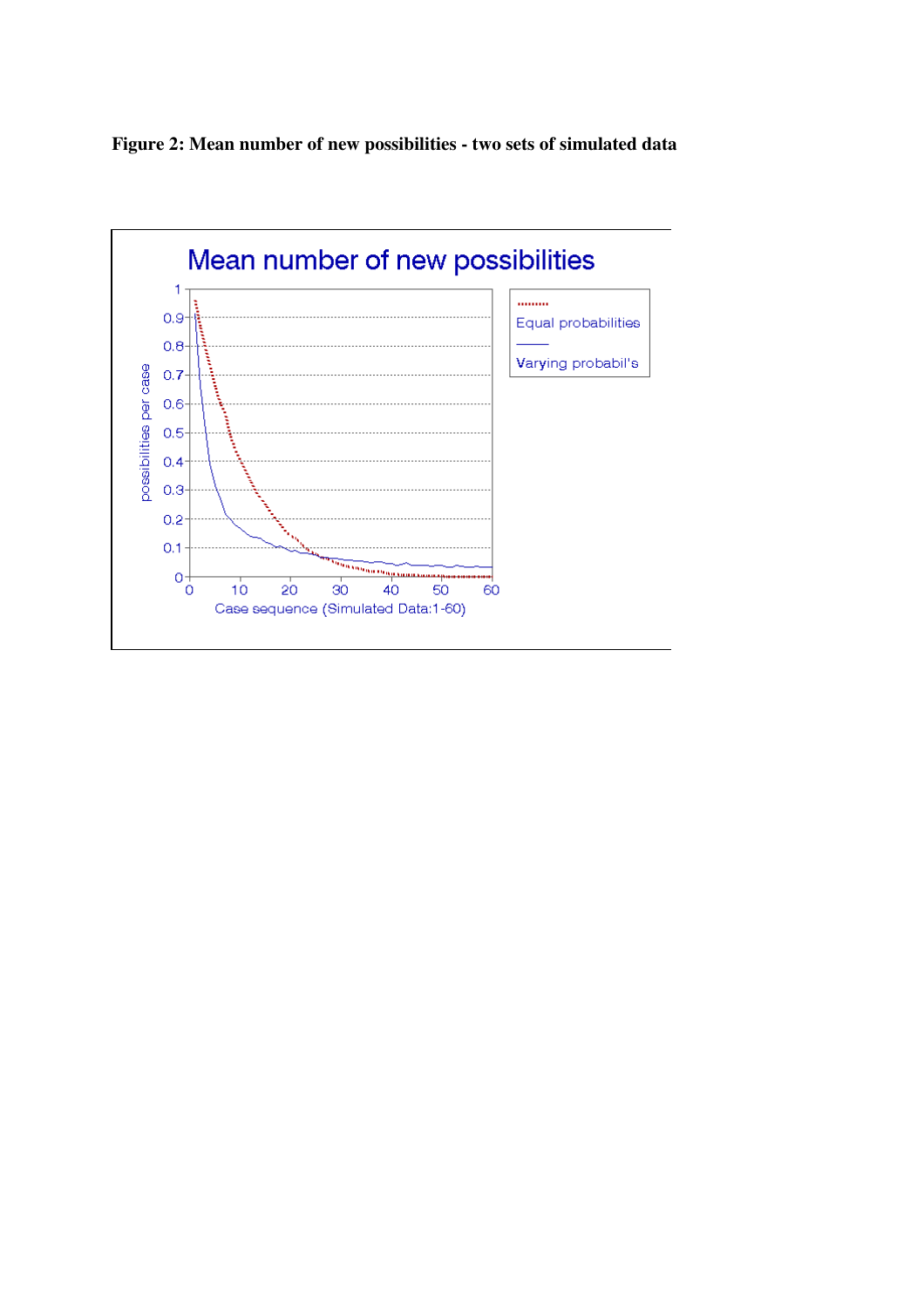**Figure 2: Mean number of new possibilities - two sets of simulated data**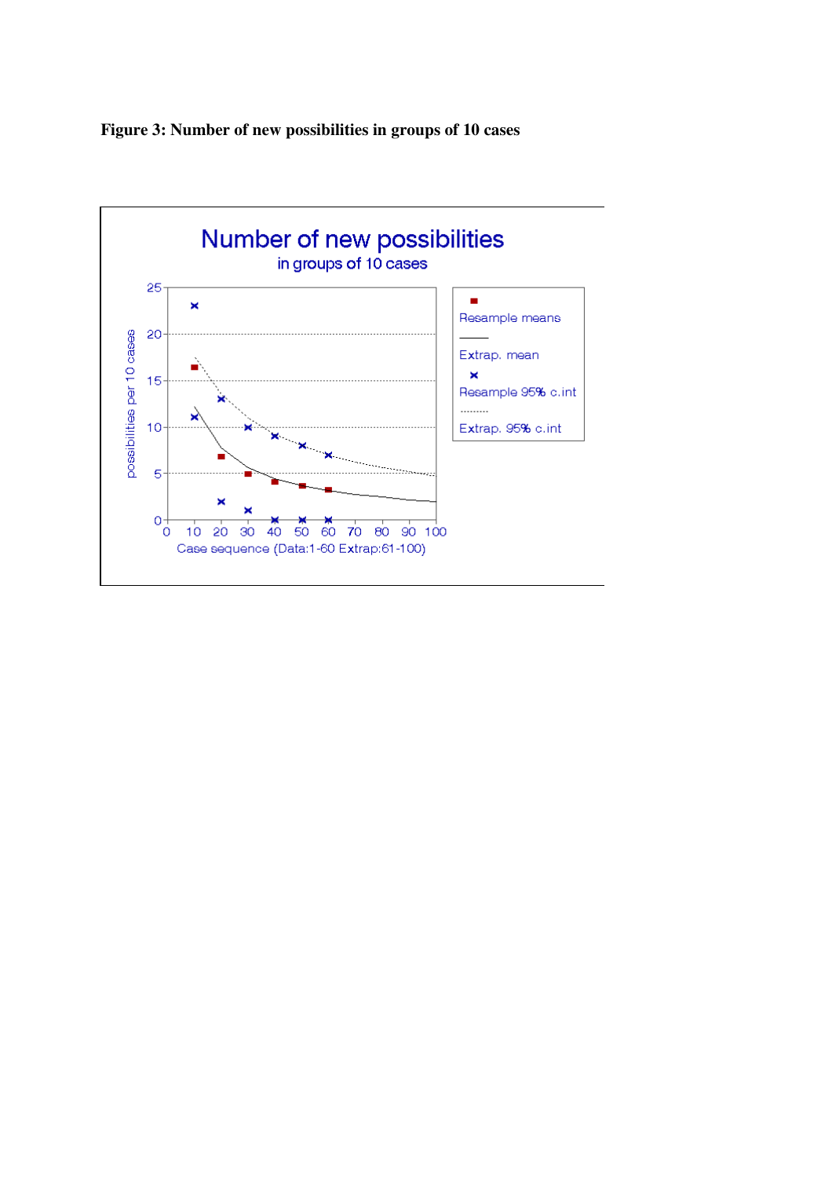**Figure 3: Number of new possibilities in groups of 10 cases**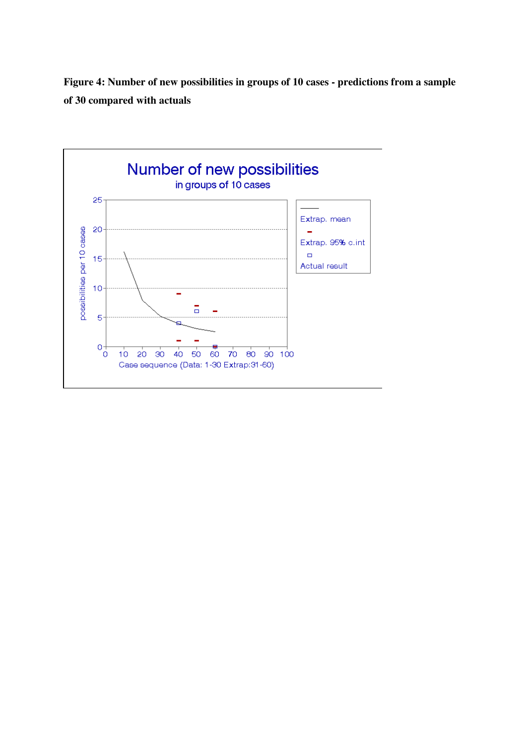**Figure 4: Number of new possibilities in groups of 10 cases - predictions from a sample of 30 compared with actuals**

Number of new possibilities

in groups of 10 cases

possibilities per 10 cases

25

20

15

10

5

0

0 10 20 30 40 50 60 70 80 90 100

Case sequence (Data: 1-30 Extrap:31-60)

Extrap. mean

Extrap. 95% c.int

Actual result